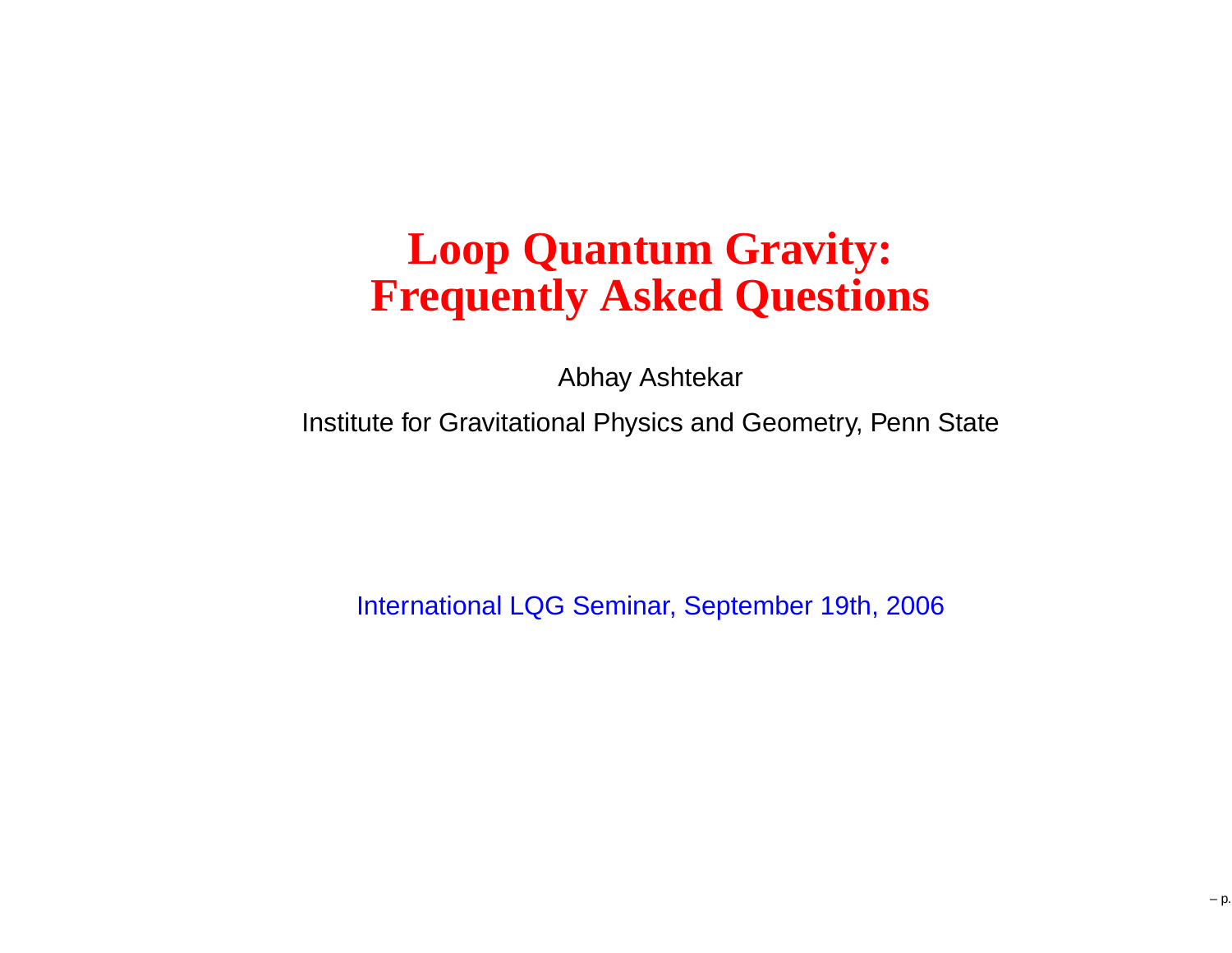# Loop Quantum Gravity: Frequently Asked Questions

Abhay Ashtekar

Institute for Gravitational Physics and Geometry, Penn State

International LQG Seminar, September 19th, 2006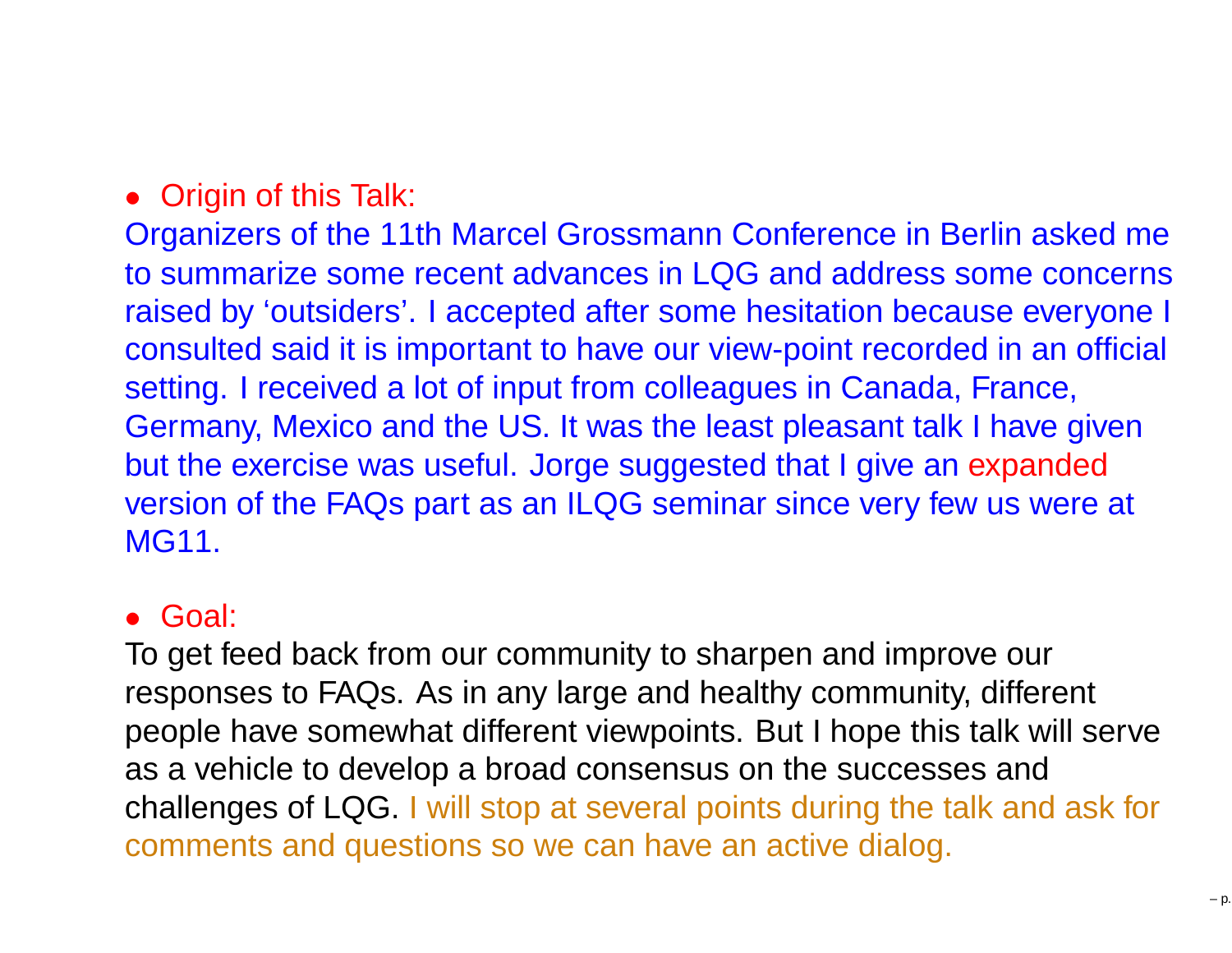- Origin of this Talk:

Organizers of the 11th Marcel Grossmann Conference in Berlin asked me to summarize some recent advances in LQG and address some concerns raised by 'outsiders'. I accepted after some hesitation because everyone I consulted said it is important to have our view-point recorded in an official setting. I received a lot of input from colleagues in Canada, France, Germany, Mexico and the US. It was the least pleasant talk I have given but the exercise was useful. Jorge suggested that I give an expanded version of the FAQs part as an ILQG seminar since very few us were at MG11.

- Goal:

To get feed back from our community to sharpen and improve our responses to FAQs. As in any large and healthy community, different people have somewhat different viewpoints. But I hope this talk will serve as a vehicle to develop a broad consensus on the successes and challenges of LQG. I will stop at several points during the talk and ask for comments and questions so we can have an active dialog.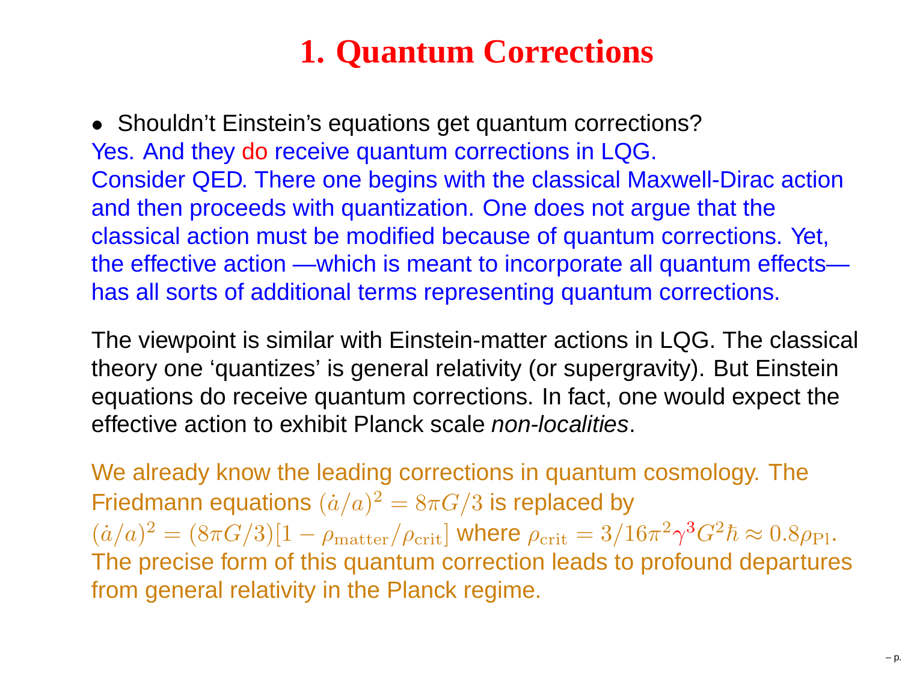# 1. Quantum Corrections

- Shouldn't Einstein's equations get quantum corrections?

Yes. And they do receive quantum corrections in LQG.
Consider QED. There one begins with the classical Maxwell-Dirac action and then proceeds with quantization. One does not argue that the classical action must be modified because of quantum corrections. Yet, the effective action —which is meant to incorporate all quantum effects— has all sorts of additional terms representing quantum corrections.

The viewpoint is similar with Einstein-matter actions in LQG. The classical theory one 'quantizes' is general relativity (or supergravity). But Einstein equations do receive quantum corrections. In fact, one would expect the effective action to exhibit Planck scale *non-localities*.

We already know the leading corrections in quantum cosmology. The Friedmann equations $(\dot{a}/a)^2 = 8\pi G/3$ is replaced by $(\dot{a}/a)^2 = (8\pi G/3)[1 - \rho_{\rm matter}/\rho_{\rm crit}]$ where $\rho_{\rm crit} = 3/16\pi^2\gamma^3 G^2\hbar \approx 0.8\rho_{\rm Pl}$. The precise form of this quantum correction leads to profound departures from general relativity in the Planck regime.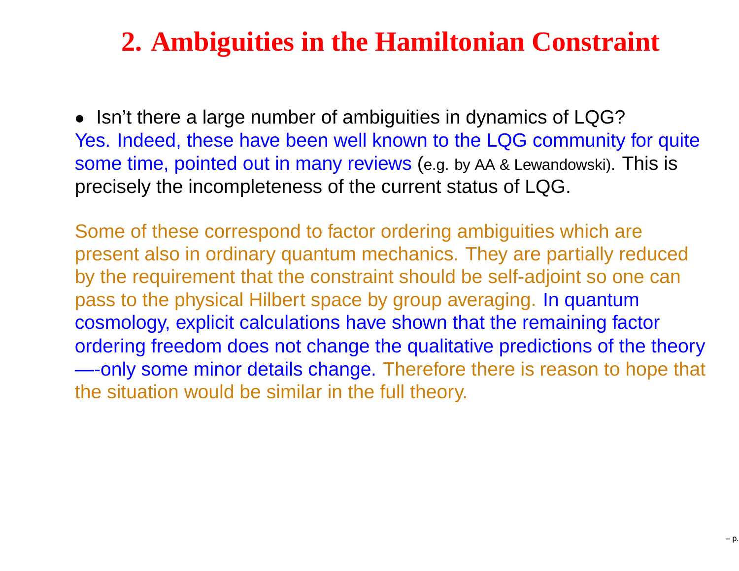## 2. Ambiguities in the Hamiltonian Constraint

- Isn't there a large number of ambiguities in dynamics of LQG?

Yes. Indeed, these have been well known to the LQG community for quite some time, pointed out in many reviews (e.g. by AA & Lewandowski). This is precisely the incompleteness of the current status of LQG.

Some of these correspond to factor ordering ambiguities which are present also in ordinary quantum mechanics. They are partially reduced by the requirement that the constraint should be self-adjoint so one can pass to the physical Hilbert space by group averaging. In quantum cosmology, explicit calculations have shown that the remaining factor ordering freedom does not change the qualitative predictions of the theory —-only some minor details change. Therefore there is reason to hope that the situation would be similar in the full theory.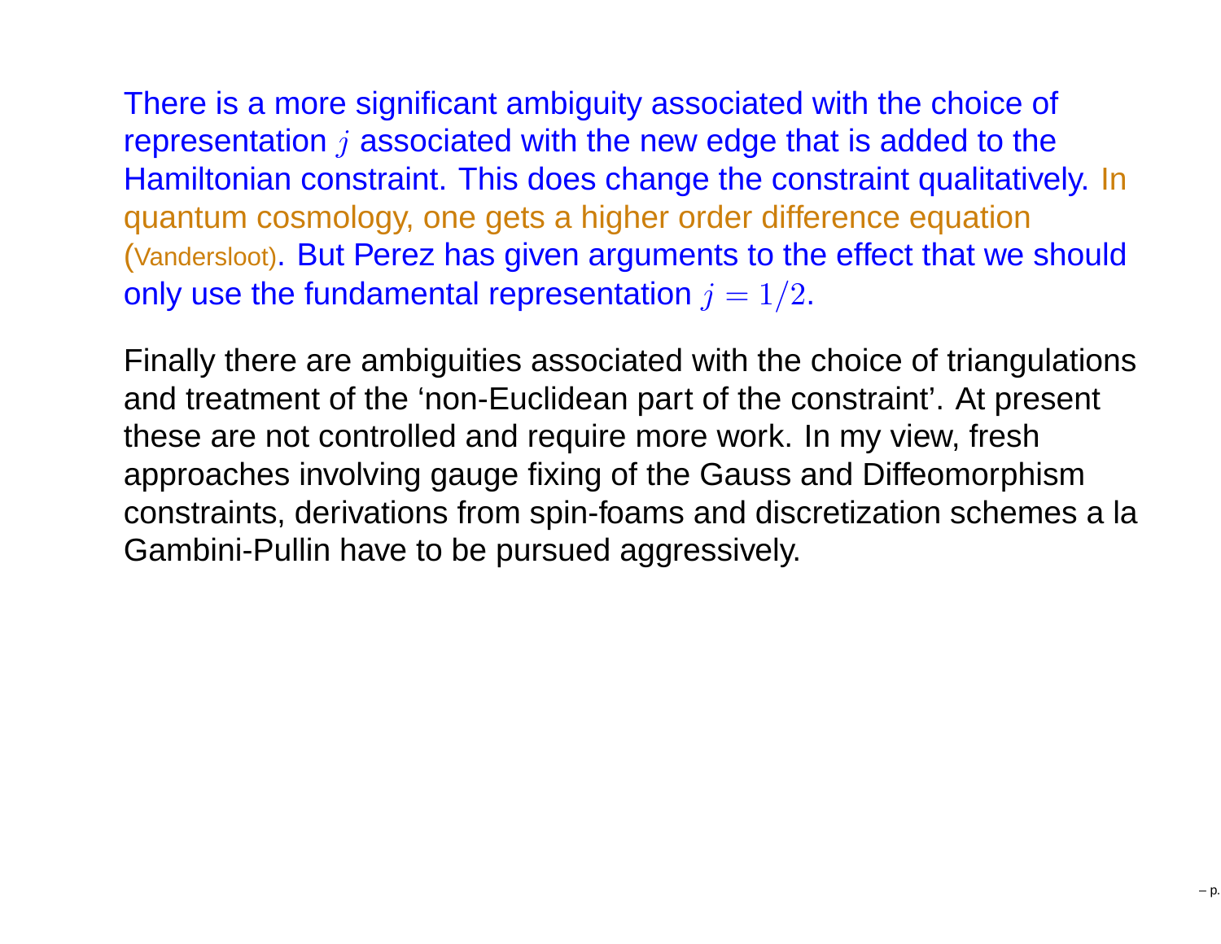There is a more significant ambiguity associated with the choice of representation $j$ associated with the new edge that is added to the Hamiltonian constraint. This does change the constraint qualitatively. In quantum cosmology, one gets a higher order difference equation (Vandersloot). But Perez has given arguments to the effect that we should only use the fundamental representation $j = 1/2$.

Finally there are ambiguities associated with the choice of triangulations and treatment of the 'non-Euclidean part of the constraint'. At present these are not controlled and require more work. In my view, fresh approaches involving gauge fixing of the Gauss and Diffeomorphism constraints, derivations from spin-foams and discretization schemes a la Gambini-Pullin have to be pursued aggressively.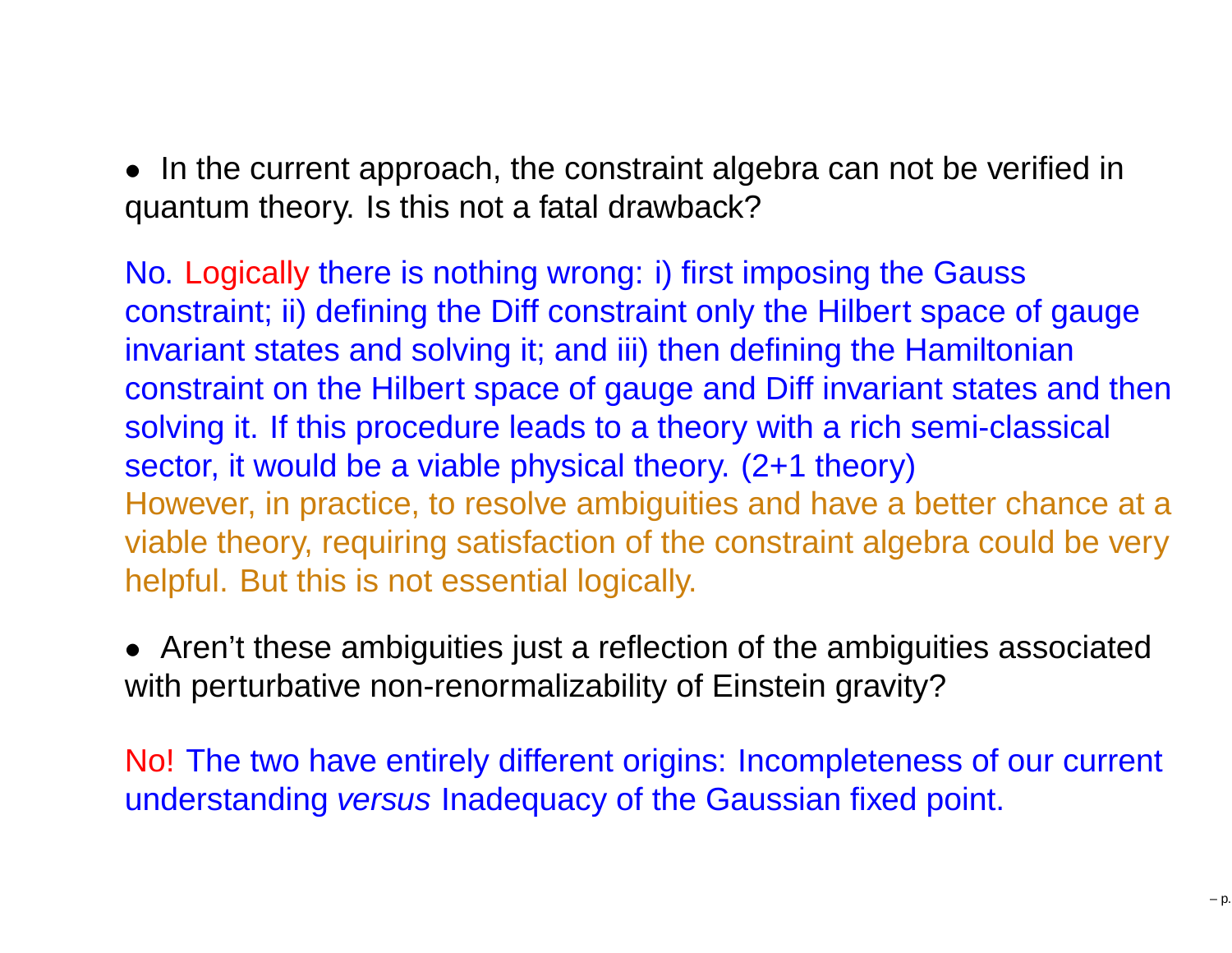- In the current approach, the constraint algebra can not be verified in quantum theory. Is this not a fatal drawback?

No. Logically there is nothing wrong: i) first imposing the Gauss constraint; ii) defining the Diff constraint only the Hilbert space of gauge invariant states and solving it; and iii) then defining the Hamiltonian constraint on the Hilbert space of gauge and Diff invariant states and then solving it. If this procedure leads to a theory with a rich semi-classical sector, it would be a viable physical theory. (2+1 theory)
However, in practice, to resolve ambiguities and have a better chance at a viable theory, requiring satisfaction of the constraint algebra could be very helpful. But this is not essential logically.

- Aren't these ambiguities just a reflection of the ambiguities associated with perturbative non-renormalizability of Einstein gravity?

No! The two have entirely different origins: Incompleteness of our current understanding *versus* Inadequacy of the Gaussian fixed point.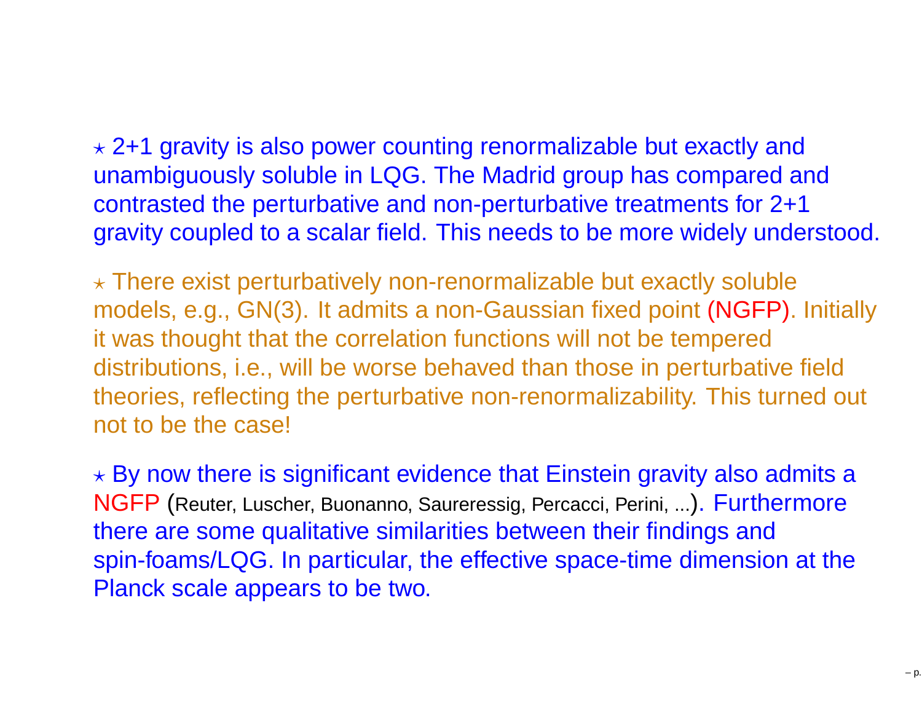$\star$ 2+1 gravity is also power counting renormalizable but exactly and unambiguously soluble in LQG. The Madrid group has compared and contrasted the perturbative and non-perturbative treatments for 2+1 gravity coupled to a scalar field. This needs to be more widely understood.

$\star$ There exist perturbatively non-renormalizable but exactly soluble models, e.g., GN(3). It admits a non-Gaussian fixed point (NGFP). Initially it was thought that the correlation functions will not be tempered distributions, i.e., will be worse behaved than those in perturbative field theories, reflecting the perturbative non-renormalizability. This turned out not to be the case!

$\star$ By now there is significant evidence that Einstein gravity also admits a NGFP (Reuter, Luscher, Buonanno, Saureressig, Percacci, Perini, ...). Furthermore there are some qualitative similarities between their findings and spin-foams/LQG. In particular, the effective space-time dimension at the Planck scale appears to be two.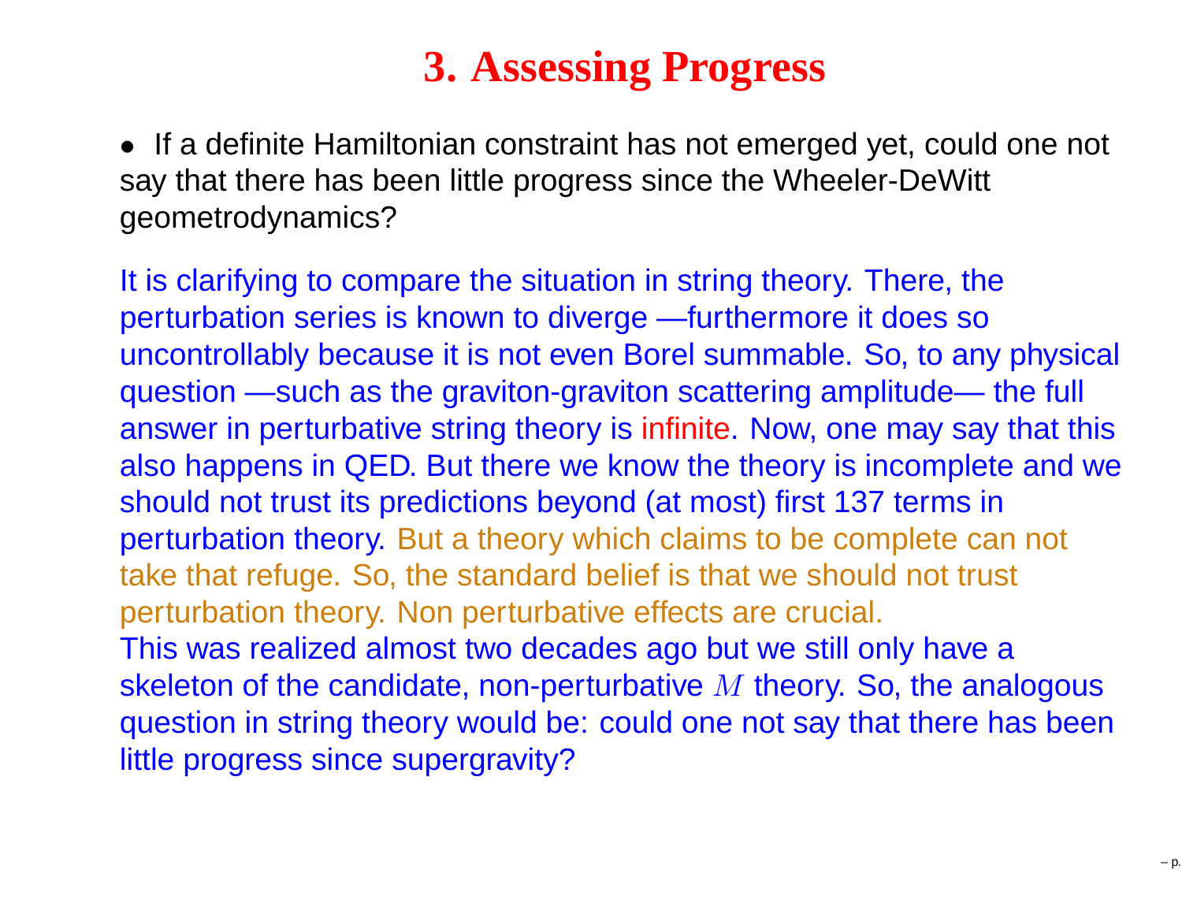# 3. Assessing Progress

- If a definite Hamiltonian constraint has not emerged yet, could one not say that there has been little progress since the Wheeler-DeWitt geometrodynamics?

It is clarifying to compare the situation in string theory. There, the perturbation series is known to diverge —furthermore it does so uncontrollably because it is not even Borel summable. So, to any physical question —such as the graviton-graviton scattering amplitude— the full answer in perturbative string theory is infinite. Now, one may say that this also happens in QED. But there we know the theory is incomplete and we should not trust its predictions beyond (at most) first 137 terms in perturbation theory. But a theory which claims to be complete can not take that refuge. So, the standard belief is that we should not trust perturbation theory. Non perturbative effects are crucial.
This was realized almost two decades ago but we still only have a skeleton of the candidate, non-perturbative $M$ theory. So, the analogous question in string theory would be: could one not say that there has been little progress since supergravity?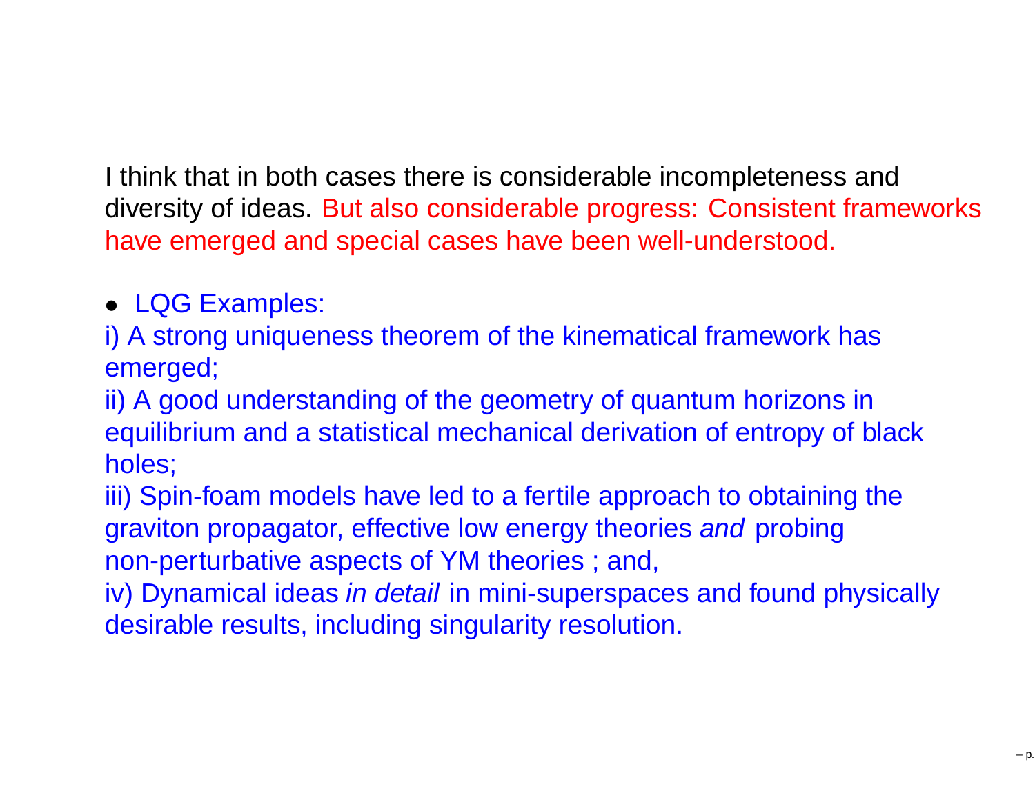I think that in both cases there is considerable incompleteness and diversity of ideas. But also considerable progress: Consistent frameworks have emerged and special cases have been well-understood.

- LQG Examples:

i) A strong uniqueness theorem of the kinematical framework has emerged;

ii) A good understanding of the geometry of quantum horizons in equilibrium and a statistical mechanical derivation of entropy of black holes;

iii) Spin-foam models have led to a fertile approach to obtaining the graviton propagator, effective low energy theories *and* probing non-perturbative aspects of YM theories ; and,

iv) Dynamical ideas *in detail* in mini-superspaces and found physically desirable results, including singularity resolution.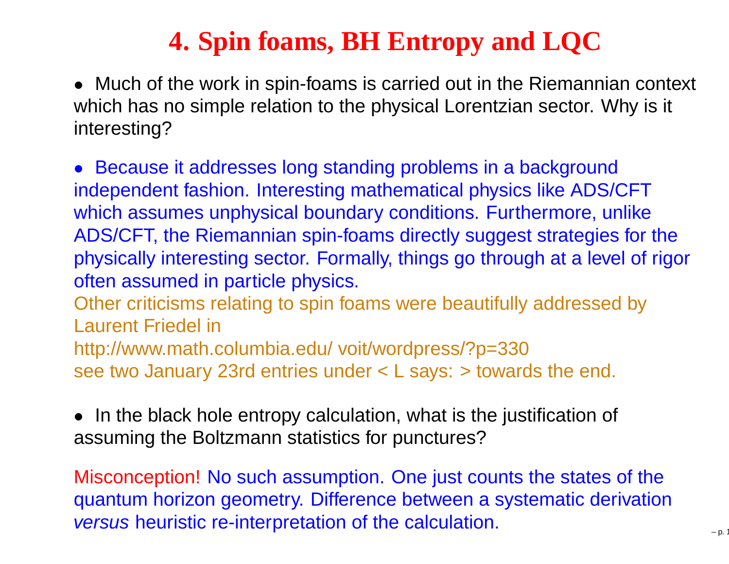# 4. Spin foams, BH Entropy and LQC

- Much of the work in spin-foams is carried out in the Riemannian context which has no simple relation to the physical Lorentzian sector. Why is it interesting?

- Because it addresses long standing problems in a background independent fashion. Interesting mathematical physics like ADS/CFT which assumes unphysical boundary conditions. Furthermore, unlike ADS/CFT, the Riemannian spin-foams directly suggest strategies for the physically interesting sector. Formally, things go through at a level of rigor often assumed in particle physics.

Other criticisms relating to spin foams were beautifully addressed by Laurent Friedel in
http://www.math.columbia.edu/ voit/wordpress/?p=330
see two January 23rd entries under < L says: > towards the end.

- In the black hole entropy calculation, what is the justification of assuming the Boltzmann statistics for punctures?

Misconception! No such assumption. One just counts the states of the quantum horizon geometry. Difference between a systematic derivation *versus* heuristic re-interpretation of the calculation.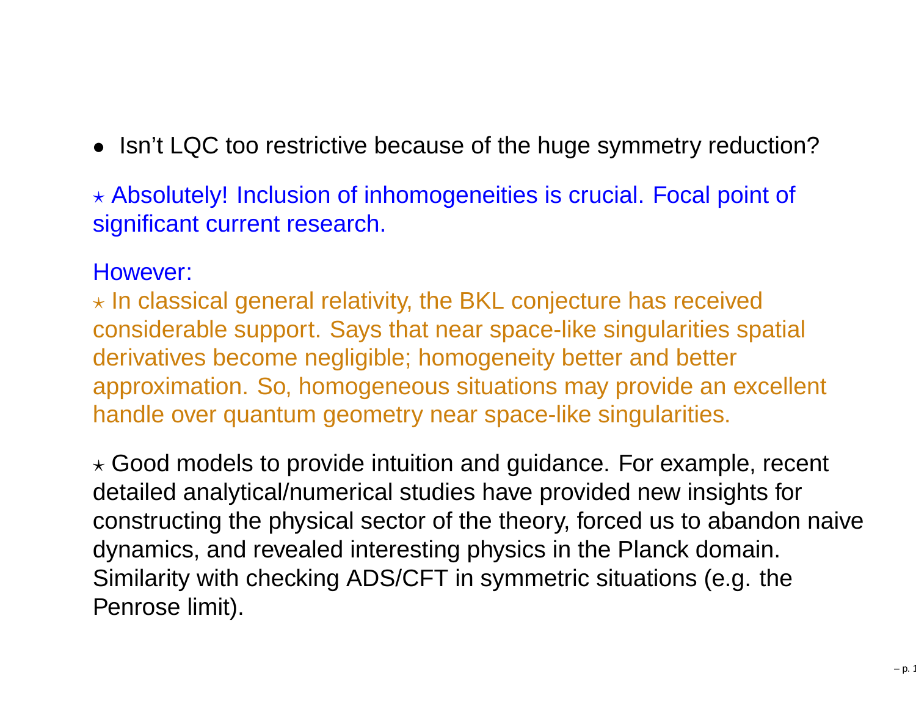- Isn't LQC too restrictive because of the huge symmetry reduction?

$\star$ Absolutely! Inclusion of inhomogeneities is crucial. Focal point of significant current research.

However:

$\star$ In classical general relativity, the BKL conjecture has received considerable support. Says that near space-like singularities spatial derivatives become negligible; homogeneity better and better approximation. So, homogeneous situations may provide an excellent handle over quantum geometry near space-like singularities.

$\star$ Good models to provide intuition and guidance. For example, recent detailed analytical/numerical studies have provided new insights for constructing the physical sector of the theory, forced us to abandon naive dynamics, and revealed interesting physics in the Planck domain. Similarity with checking ADS/CFT in symmetric situations (e.g. the Penrose limit).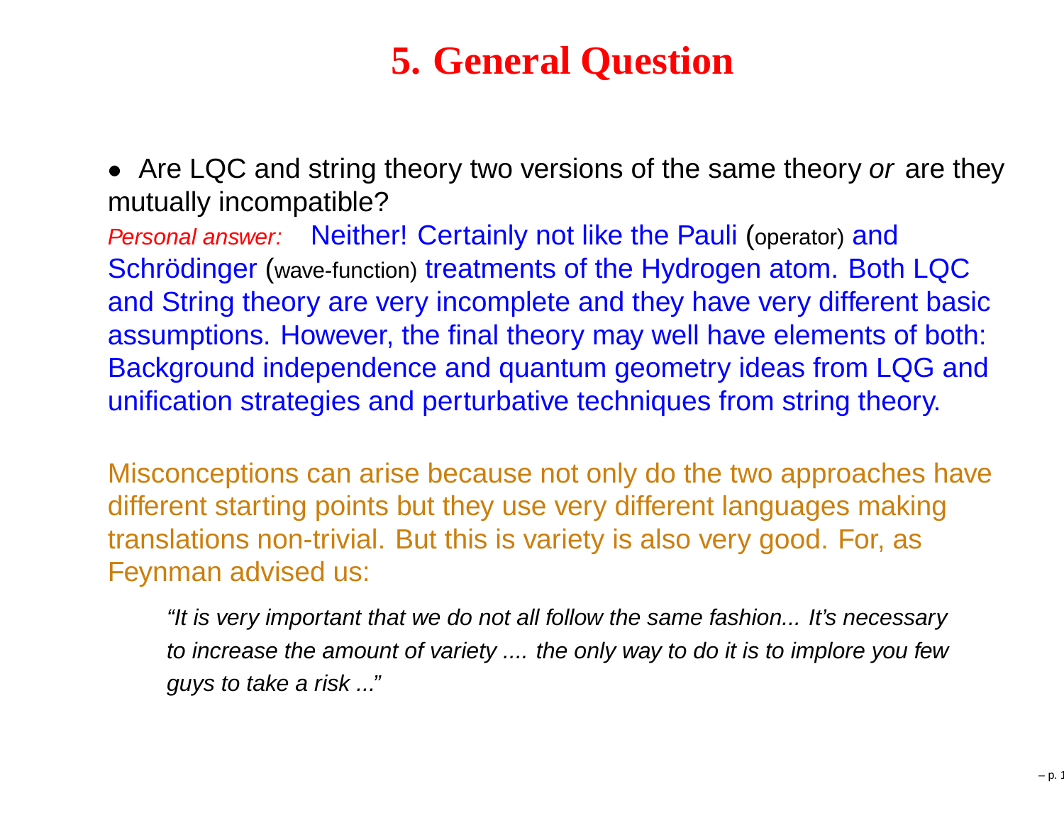# 5. General Question

- Are LQC and string theory two versions of the same theory *or* are they mutually incompatible?

*Personal answer:* Neither! Certainly not like the Pauli (operator) and Schrödinger (wave-function) treatments of the Hydrogen atom. Both LQC and String theory are very incomplete and they have very different basic assumptions. However, the final theory may well have elements of both: Background independence and quantum geometry ideas from LQG and unification strategies and perturbative techniques from string theory.

Misconceptions can arise because not only do the two approaches have different starting points but they use very different languages making translations non-trivial. But this is variety is also very good. For, as Feynman advised us:

> *"It is very important that we do not all follow the same fashion... It's necessary to increase the amount of variety .... the only way to do it is to implore you few guys to take a risk ..."*